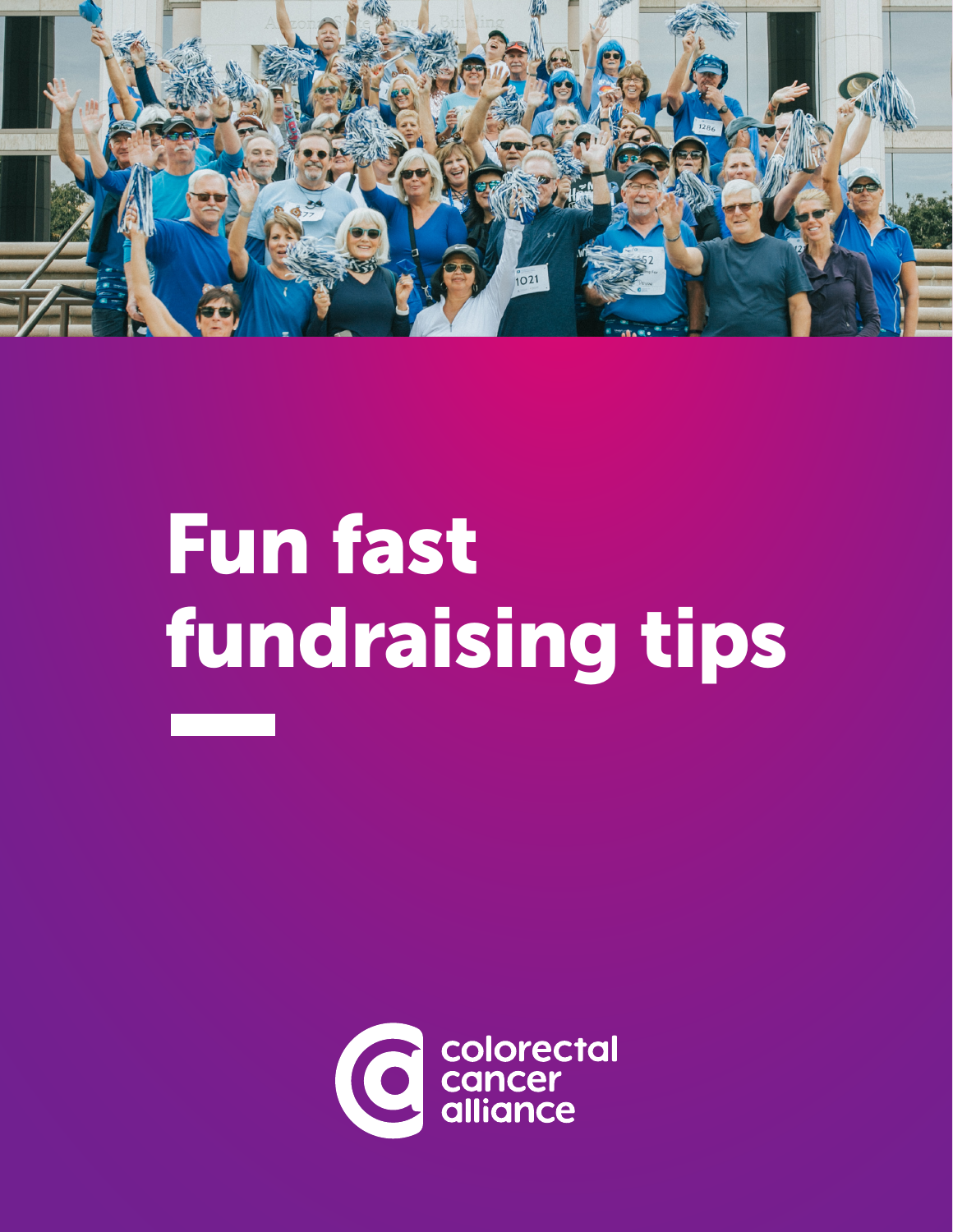# Fun fast fundraising tips

colorectal cancer alliance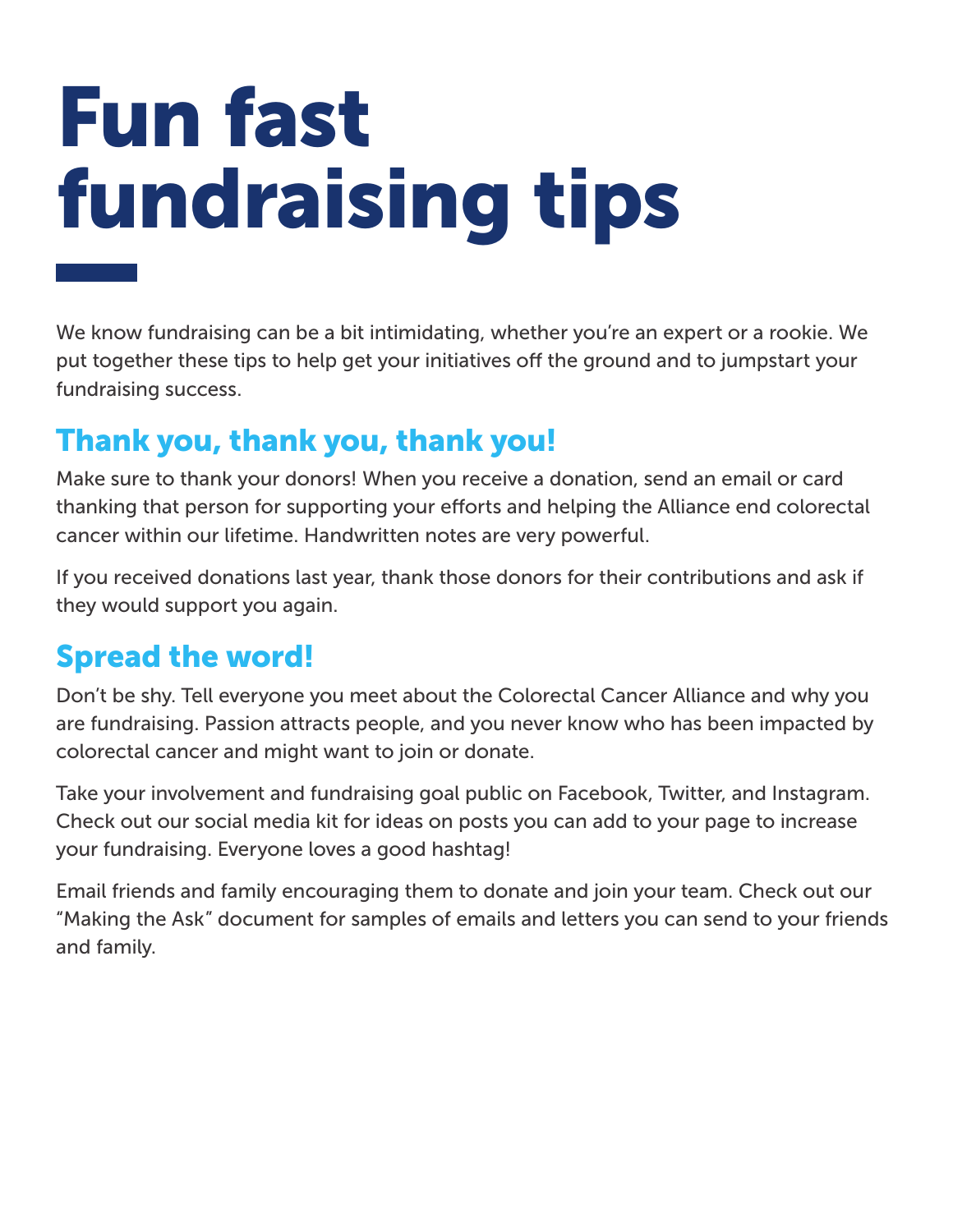# Fun fast fundraising tips

We know fundraising can be a bit intimidating, whether you're an expert or a rookie. We put together these tips to help get your initiatives off the ground and to jumpstart your fundraising success.

## Thank you, thank you, thank you!

Make sure to thank your donors! When you receive a donation, send an email or card thanking that person for supporting your efforts and helping the Alliance end colorectal cancer within our lifetime. Handwritten notes are very powerful.

If you received donations last year, thank those donors for their contributions and ask if they would support you again.

## Spread the word!

Don't be shy. Tell everyone you meet about the Colorectal Cancer Alliance and why you are fundraising. Passion attracts people, and you never know who has been impacted by colorectal cancer and might want to join or donate.

Take your involvement and fundraising goal public on Facebook, Twitter, and Instagram. Check out our social media kit for ideas on posts you can add to your page to increase your fundraising. Everyone loves a good hashtag!

Email friends and family encouraging them to donate and join your team. Check out our "Making the Ask" document for samples of emails and letters you can send to your friends and family.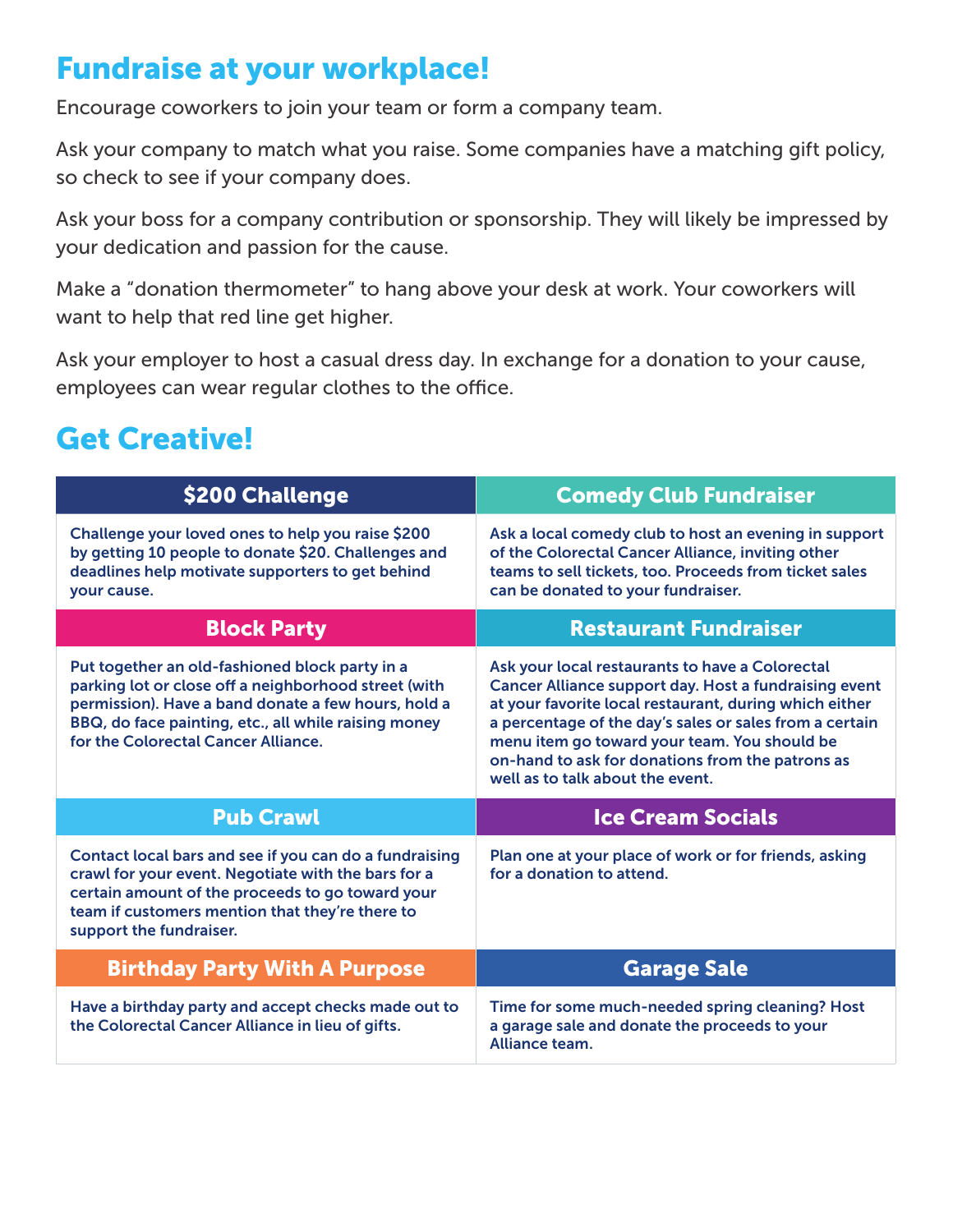## Fundraise at your workplace!

Encourage coworkers to join your team or form a company team.

Ask your company to match what you raise. Some companies have a matching gift policy, so check to see if your company does.

Ask your boss for a company contribution or sponsorship. They will likely be impressed by your dedication and passion for the cause.

Make a "donation thermometer" to hang above your desk at work. Your coworkers will want to help that red line get higher.

Ask your employer to host a casual dress day. In exchange for a donation to your cause, employees can wear regular clothes to the office.

## Get Creative!

| $200 Challenge | Comedy Club Fundraiser |
|---|---|
| Challenge your loved ones to help you raise $200 by getting 10 people to donate $20. Challenges and deadlines help motivate supporters to get behind your cause. | Ask a local comedy club to host an evening in support of the Colorectal Cancer Alliance, inviting other teams to sell tickets, too. Proceeds from ticket sales can be donated to your fundraiser. |
| **Block Party** | **Restaurant Fundraiser** |
| Put together an old-fashioned block party in a parking lot or close off a neighborhood street (with permission). Have a band donate a few hours, hold a BBQ, do face painting, etc., all while raising money for the Colorectal Cancer Alliance. | Ask your local restaurants to have a Colorectal Cancer Alliance support day. Host a fundraising event at your favorite local restaurant, during which either a percentage of the day's sales or sales from a certain menu item go toward your team. You should be on-hand to ask for donations from the patrons as well as to talk about the event. |
| **Pub Crawl** | **Ice Cream Socials** |
| Contact local bars and see if you can do a fundraising crawl for your event. Negotiate with the bars for a certain amount of the proceeds to go toward your team if customers mention that they're there to support the fundraiser. | Plan one at your place of work or for friends, asking for a donation to attend. |
| **Birthday Party With A Purpose** | **Garage Sale** |
| Have a birthday party and accept checks made out to the Colorectal Cancer Alliance in lieu of gifts. | Time for some much-needed spring cleaning? Host a garage sale and donate the proceeds to your Alliance team. |